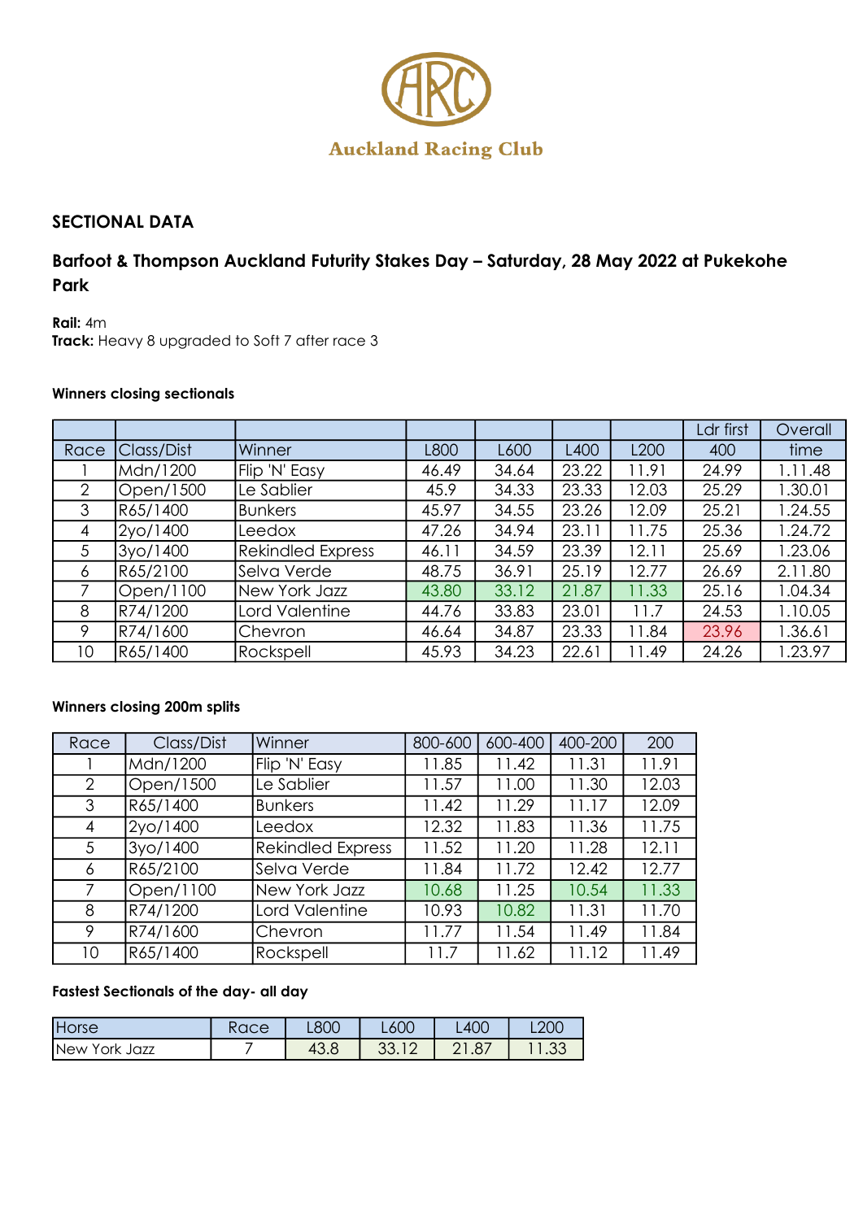Auckland Racing Club

## SECTIONAL DATA

### Barfoot & Thompson Auckland Futurity Stakes Day – Saturday, 28 May 2022 at Pukekohe Park

**Rail:** 4m
**Track:** Heavy 8 upgraded to Soft 7 after race 3

**Winners closing sectionals**

| Race | Class/Dist | Winner | L800 | L600 | L400 | L200 | Ldr first 400 | Overall time |
|---|---|---|---|---|---|---|---|---|
| 1 | Mdn/1200 | Flip 'N' Easy | 46.49 | 34.64 | 23.22 | 11.91 | 24.99 | 1.11.48 |
| 2 | Open/1500 | Le Sablier | 45.9 | 34.33 | 23.33 | 12.03 | 25.29 | 1.30.01 |
| 3 | R65/1400 | Bunkers | 45.97 | 34.55 | 23.26 | 12.09 | 25.21 | 1.24.55 |
| 4 | 2yo/1400 | Leedox | 47.26 | 34.94 | 23.11 | 11.75 | 25.36 | 1.24.72 |
| 5 | 3yo/1400 | Rekindled Express | 46.11 | 34.59 | 23.39 | 12.11 | 25.69 | 1.23.06 |
| 6 | R65/2100 | Selva Verde | 48.75 | 36.91 | 25.19 | 12.77 | 26.69 | 2.11.80 |
| 7 | Open/1100 | New York Jazz | 43.80 | 33.12 | 21.87 | 11.33 | 25.16 | 1.04.34 |
| 8 | R74/1200 | Lord Valentine | 44.76 | 33.83 | 23.01 | 11.7 | 24.53 | 1.10.05 |
| 9 | R74/1600 | Chevron | 46.64 | 34.87 | 23.33 | 11.84 | 23.96 | 1.36.61 |
| 10 | R65/1400 | Rockspell | 45.93 | 34.23 | 22.61 | 11.49 | 24.26 | 1.23.97 |

**Winners closing 200m splits**

| Race | Class/Dist | Winner | 800-600 | 600-400 | 400-200 | 200 |
|---|---|---|---|---|---|---|
| 1 | Mdn/1200 | Flip 'N' Easy | 11.85 | 11.42 | 11.31 | 11.91 |
| 2 | Open/1500 | Le Sablier | 11.57 | 11.00 | 11.30 | 12.03 |
| 3 | R65/1400 | Bunkers | 11.42 | 11.29 | 11.17 | 12.09 |
| 4 | 2yo/1400 | Leedox | 12.32 | 11.83 | 11.36 | 11.75 |
| 5 | 3yo/1400 | Rekindled Express | 11.52 | 11.20 | 11.28 | 12.11 |
| 6 | R65/2100 | Selva Verde | 11.84 | 11.72 | 12.42 | 12.77 |
| 7 | Open/1100 | New York Jazz | 10.68 | 11.25 | 10.54 | 11.33 |
| 8 | R74/1200 | Lord Valentine | 10.93 | 10.82 | 11.31 | 11.70 |
| 9 | R74/1600 | Chevron | 11.77 | 11.54 | 11.49 | 11.84 |
| 10 | R65/1400 | Rockspell | 11.7 | 11.62 | 11.12 | 11.49 |

**Fastest Sectionals of the day- all day**

| Horse | Race | L800 | L600 | L400 | L200 |
|---|---|---|---|---|---|
| New York Jazz | 7 | 43.8 | 33.12 | 21.87 | 11.33 |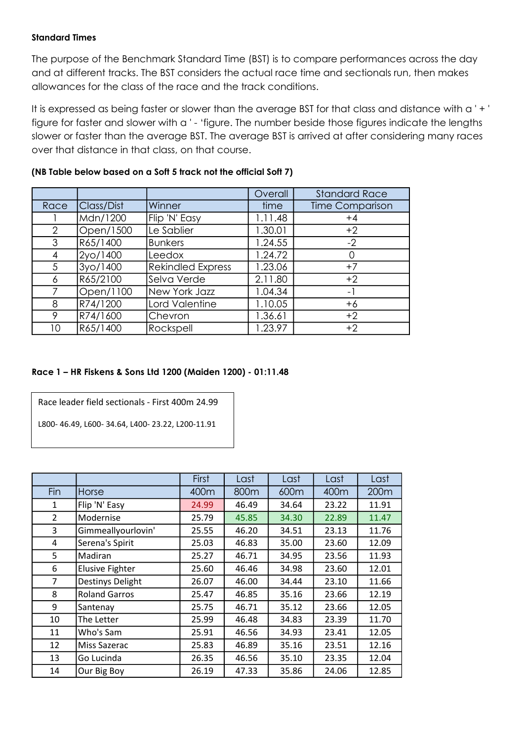**Standard Times**

The purpose of the Benchmark Standard Time (BST) is to compare performances across the day and at different tracks. The BST considers the actual race time and sectionals run, then makes allowances for the class of the race and the track conditions.

It is expressed as being faster or slower than the average BST for that class and distance with a ' + ' figure for faster and slower with a ' - 'figure. The number beside those figures indicate the lengths slower or faster than the average BST. The average BST is arrived at after considering many races over that distance in that class, on that course.

**(NB Table below based on a Soft 5 track not the official Soft 7)**

| | | | Overall | Standard Race |
|---|---|---|---|---|
| Race | Class/Dist | Winner | time | Time Comparison |
| 1 | Mdn/1200 | Flip 'N' Easy | 1.11.48 | +4 |
| 2 | Open/1500 | Le Sablier | 1.30.01 | +2 |
| 3 | R65/1400 | Bunkers | 1.24.55 | -2 |
| 4 | 2yo/1400 | Leedox | 1.24.72 | 0 |
| 5 | 3yo/1400 | Rekindled Express | 1.23.06 | +7 |
| 6 | R65/2100 | Selva Verde | 2.11.80 | +2 |
| 7 | Open/1100 | New York Jazz | 1.04.34 | -1 |
| 8 | R74/1200 | Lord Valentine | 1.10.05 | +6 |
| 9 | R74/1600 | Chevron | 1.36.61 | +2 |
| 10 | R65/1400 | Rockspell | 1.23.97 | +2 |

**Race 1 – HR Fiskens & Sons Ltd 1200 (Maiden 1200) - 01:11.48**

Race leader field sectionals - First 400m 24.99

L800- 46.49, L600- 34.64, L400- 23.22, L200-11.91

| | | First | Last | Last | Last | Last |
|---|---|---|---|---|---|---|
| Fin | Horse | 400m | 800m | 600m | 400m | 200m |
| 1 | Flip 'N' Easy | 24.99 | 46.49 | 34.64 | 23.22 | 11.91 |
| 2 | Modernise | 25.79 | 45.85 | 34.30 | 22.89 | 11.47 |
| 3 | Gimmeallyourlovin' | 25.55 | 46.20 | 34.51 | 23.13 | 11.76 |
| 4 | Serena's Spirit | 25.03 | 46.83 | 35.00 | 23.60 | 12.09 |
| 5 | Madiran | 25.27 | 46.71 | 34.95 | 23.56 | 11.93 |
| 6 | Elusive Fighter | 25.60 | 46.46 | 34.98 | 23.60 | 12.01 |
| 7 | Destinys Delight | 26.07 | 46.00 | 34.44 | 23.10 | 11.66 |
| 8 | Roland Garros | 25.47 | 46.85 | 35.16 | 23.66 | 12.19 |
| 9 | Santenay | 25.75 | 46.71 | 35.12 | 23.66 | 12.05 |
| 10 | The Letter | 25.99 | 46.48 | 34.83 | 23.39 | 11.70 |
| 11 | Who's Sam | 25.91 | 46.56 | 34.93 | 23.41 | 12.05 |
| 12 | Miss Sazerac | 25.83 | 46.89 | 35.16 | 23.51 | 12.16 |
| 13 | Go Lucinda | 26.35 | 46.56 | 35.10 | 23.35 | 12.04 |
| 14 | Our Big Boy | 26.19 | 47.33 | 35.86 | 24.06 | 12.85 |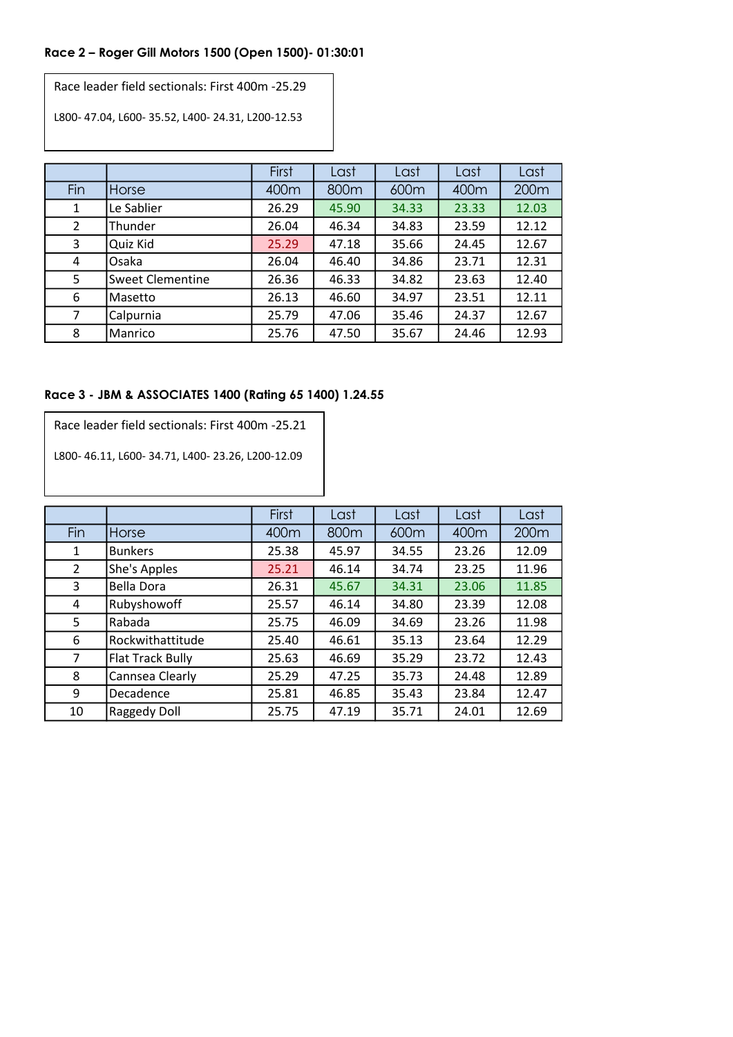**Race 2 – Roger Gill Motors 1500 (Open 1500)- 01:30:01**

Race leader field sectionals: First 400m -25.29

L800- 47.04, L600- 35.52, L400- 24.31, L200-12.53

| Fin | Horse | First 400m | Last 800m | Last 600m | Last 400m | Last 200m |
|---|---|---|---|---|---|---|
| 1 | Le Sablier | 26.29 | 45.90 | 34.33 | 23.33 | 12.03 |
| 2 | Thunder | 26.04 | 46.34 | 34.83 | 23.59 | 12.12 |
| 3 | Quiz Kid | 25.29 | 47.18 | 35.66 | 24.45 | 12.67 |
| 4 | Osaka | 26.04 | 46.40 | 34.86 | 23.71 | 12.31 |
| 5 | Sweet Clementine | 26.36 | 46.33 | 34.82 | 23.63 | 12.40 |
| 6 | Masetto | 26.13 | 46.60 | 34.97 | 23.51 | 12.11 |
| 7 | Calpurnia | 25.79 | 47.06 | 35.46 | 24.37 | 12.67 |
| 8 | Manrico | 25.76 | 47.50 | 35.67 | 24.46 | 12.93 |

**Race 3 - JBM & ASSOCIATES 1400 (Rating 65 1400) 1.24.55**

Race leader field sectionals: First 400m -25.21

L800- 46.11, L600- 34.71, L400- 23.26, L200-12.09

| Fin | Horse | First 400m | Last 800m | Last 600m | Last 400m | Last 200m |
|---|---|---|---|---|---|---|
| 1 | Bunkers | 25.38 | 45.97 | 34.55 | 23.26 | 12.09 |
| 2 | She's Apples | 25.21 | 46.14 | 34.74 | 23.25 | 11.96 |
| 3 | Bella Dora | 26.31 | 45.67 | 34.31 | 23.06 | 11.85 |
| 4 | Rubyshowoff | 25.57 | 46.14 | 34.80 | 23.39 | 12.08 |
| 5 | Rabada | 25.75 | 46.09 | 34.69 | 23.26 | 11.98 |
| 6 | Rockwithattitude | 25.40 | 46.61 | 35.13 | 23.64 | 12.29 |
| 7 | Flat Track Bully | 25.63 | 46.69 | 35.29 | 23.72 | 12.43 |
| 8 | Cannsea Clearly | 25.29 | 47.25 | 35.73 | 24.48 | 12.89 |
| 9 | Decadence | 25.81 | 46.85 | 35.43 | 23.84 | 12.47 |
| 10 | Raggedy Doll | 25.75 | 47.19 | 35.71 | 24.01 | 12.69 |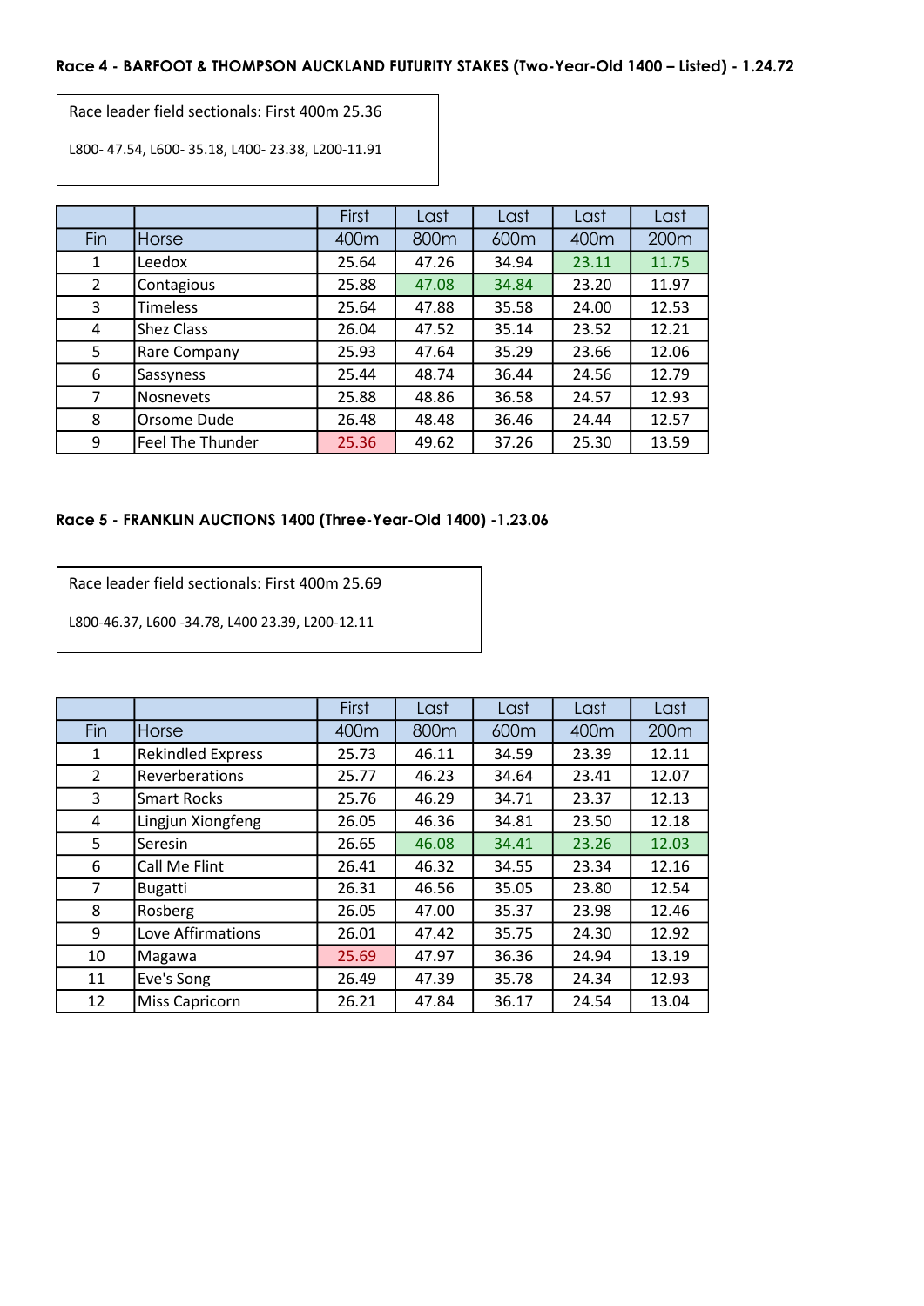**Race 4 - BARFOOT & THOMPSON AUCKLAND FUTURITY STAKES (Two-Year-Old 1400 – Listed) - 1.24.72**

Race leader field sectionals: First 400m 25.36

L800- 47.54, L600- 35.18, L400- 23.38, L200-11.91

| | | First | Last | Last | Last | Last |
|---|---|---|---|---|---|---|
| Fin | Horse | 400m | 800m | 600m | 400m | 200m |
| 1 | Leedox | 25.64 | 47.26 | 34.94 | 23.11 | 11.75 |
| 2 | Contagious | 25.88 | 47.08 | 34.84 | 23.20 | 11.97 |
| 3 | Timeless | 25.64 | 47.88 | 35.58 | 24.00 | 12.53 |
| 4 | Shez Class | 26.04 | 47.52 | 35.14 | 23.52 | 12.21 |
| 5 | Rare Company | 25.93 | 47.64 | 35.29 | 23.66 | 12.06 |
| 6 | Sassyness | 25.44 | 48.74 | 36.44 | 24.56 | 12.79 |
| 7 | Nosnevets | 25.88 | 48.86 | 36.58 | 24.57 | 12.93 |
| 8 | Orsome Dude | 26.48 | 48.48 | 36.46 | 24.44 | 12.57 |
| 9 | Feel The Thunder | 25.36 | 49.62 | 37.26 | 25.30 | 13.59 |

**Race 5 - FRANKLIN AUCTIONS 1400 (Three-Year-Old 1400) -1.23.06**

Race leader field sectionals: First 400m 25.69

L800-46.37, L600 -34.78, L400 23.39, L200-12.11

| | | First | Last | Last | Last | Last |
|---|---|---|---|---|---|---|
| Fin | Horse | 400m | 800m | 600m | 400m | 200m |
| 1 | Rekindled Express | 25.73 | 46.11 | 34.59 | 23.39 | 12.11 |
| 2 | Reverberations | 25.77 | 46.23 | 34.64 | 23.41 | 12.07 |
| 3 | Smart Rocks | 25.76 | 46.29 | 34.71 | 23.37 | 12.13 |
| 4 | Lingjun Xiongfeng | 26.05 | 46.36 | 34.81 | 23.50 | 12.18 |
| 5 | Seresin | 26.65 | 46.08 | 34.41 | 23.26 | 12.03 |
| 6 | Call Me Flint | 26.41 | 46.32 | 34.55 | 23.34 | 12.16 |
| 7 | Bugatti | 26.31 | 46.56 | 35.05 | 23.80 | 12.54 |
| 8 | Rosberg | 26.05 | 47.00 | 35.37 | 23.98 | 12.46 |
| 9 | Love Affirmations | 26.01 | 47.42 | 35.75 | 24.30 | 12.92 |
| 10 | Magawa | 25.69 | 47.97 | 36.36 | 24.94 | 13.19 |
| 11 | Eve's Song | 26.49 | 47.39 | 35.78 | 24.34 | 12.93 |
| 12 | Miss Capricorn | 26.21 | 47.84 | 36.17 | 24.54 | 13.04 |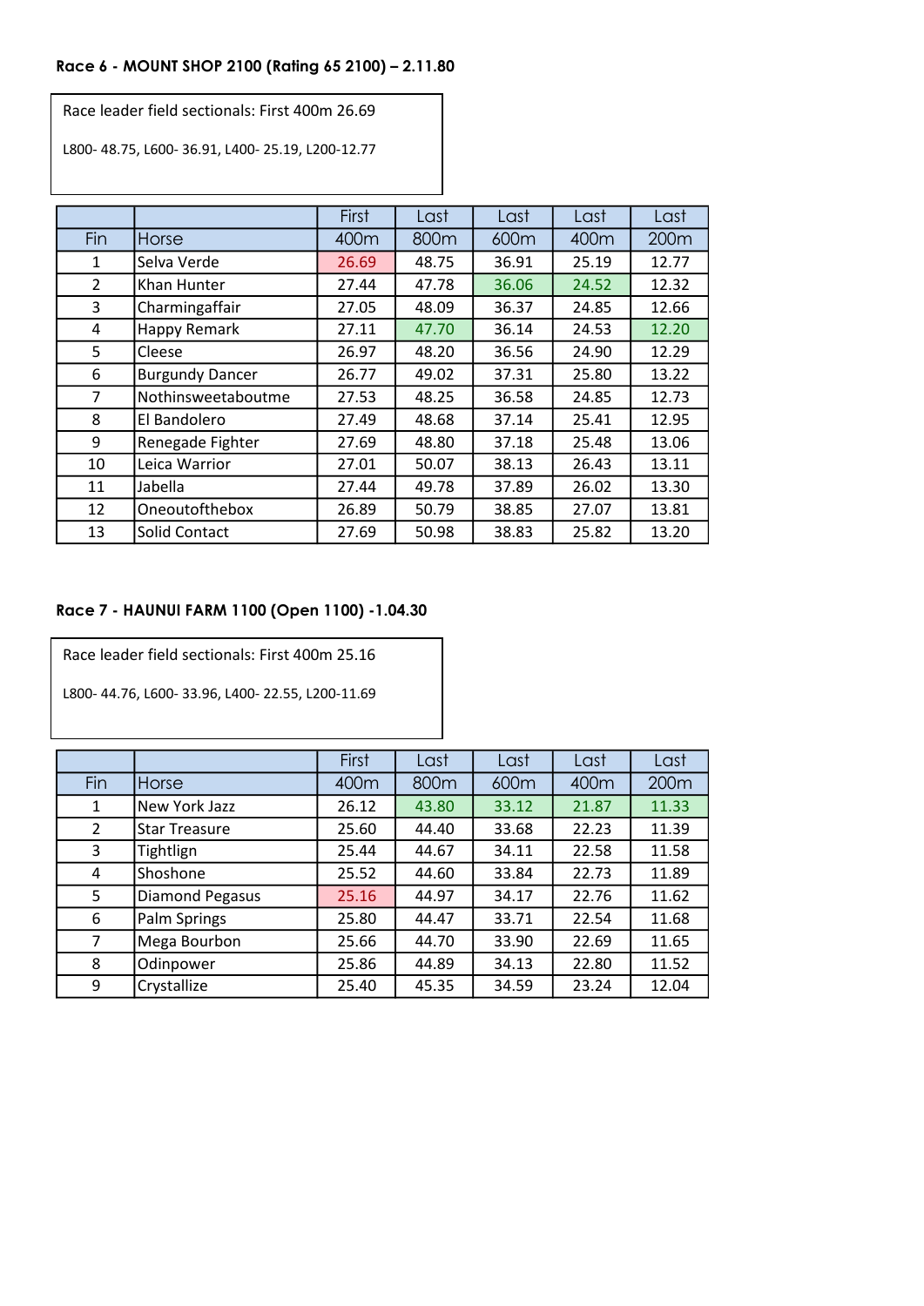**Race 6 - MOUNT SHOP 2100 (Rating 65 2100) – 2.11.80**

Race leader field sectionals: First 400m 26.69

L800- 48.75, L600- 36.91, L400- 25.19, L200-12.77

| Fin | Horse | First 400m | Last 800m | Last 600m | Last 400m | Last 200m |
|---|---|---|---|---|---|---|
| 1 | Selva Verde | 26.69 | 48.75 | 36.91 | 25.19 | 12.77 |
| 2 | Khan Hunter | 27.44 | 47.78 | 36.06 | 24.52 | 12.32 |
| 3 | Charmingaffair | 27.05 | 48.09 | 36.37 | 24.85 | 12.66 |
| 4 | Happy Remark | 27.11 | 47.70 | 36.14 | 24.53 | 12.20 |
| 5 | Cleese | 26.97 | 48.20 | 36.56 | 24.90 | 12.29 |
| 6 | Burgundy Dancer | 26.77 | 49.02 | 37.31 | 25.80 | 13.22 |
| 7 | Nothinsweetaboutme | 27.53 | 48.25 | 36.58 | 24.85 | 12.73 |
| 8 | El Bandolero | 27.49 | 48.68 | 37.14 | 25.41 | 12.95 |
| 9 | Renegade Fighter | 27.69 | 48.80 | 37.18 | 25.48 | 13.06 |
| 10 | Leica Warrior | 27.01 | 50.07 | 38.13 | 26.43 | 13.11 |
| 11 | Jabella | 27.44 | 49.78 | 37.89 | 26.02 | 13.30 |
| 12 | Oneoutofthebox | 26.89 | 50.79 | 38.85 | 27.07 | 13.81 |
| 13 | Solid Contact | 27.69 | 50.98 | 38.83 | 25.82 | 13.20 |

**Race 7 - HAUNUI FARM 1100 (Open 1100) -1.04.30**

Race leader field sectionals: First 400m 25.16

L800- 44.76, L600- 33.96, L400- 22.55, L200-11.69

| Fin | Horse | First 400m | Last 800m | Last 600m | Last 400m | Last 200m |
|---|---|---|---|---|---|---|
| 1 | New York Jazz | 26.12 | 43.80 | 33.12 | 21.87 | 11.33 |
| 2 | Star Treasure | 25.60 | 44.40 | 33.68 | 22.23 | 11.39 |
| 3 | Tightlign | 25.44 | 44.67 | 34.11 | 22.58 | 11.58 |
| 4 | Shoshone | 25.52 | 44.60 | 33.84 | 22.73 | 11.89 |
| 5 | Diamond Pegasus | 25.16 | 44.97 | 34.17 | 22.76 | 11.62 |
| 6 | Palm Springs | 25.80 | 44.47 | 33.71 | 22.54 | 11.68 |
| 7 | Mega Bourbon | 25.66 | 44.70 | 33.90 | 22.69 | 11.65 |
| 8 | Odinpower | 25.86 | 44.89 | 34.13 | 22.80 | 11.52 |
| 9 | Crystallize | 25.40 | 45.35 | 34.59 | 23.24 | 12.04 |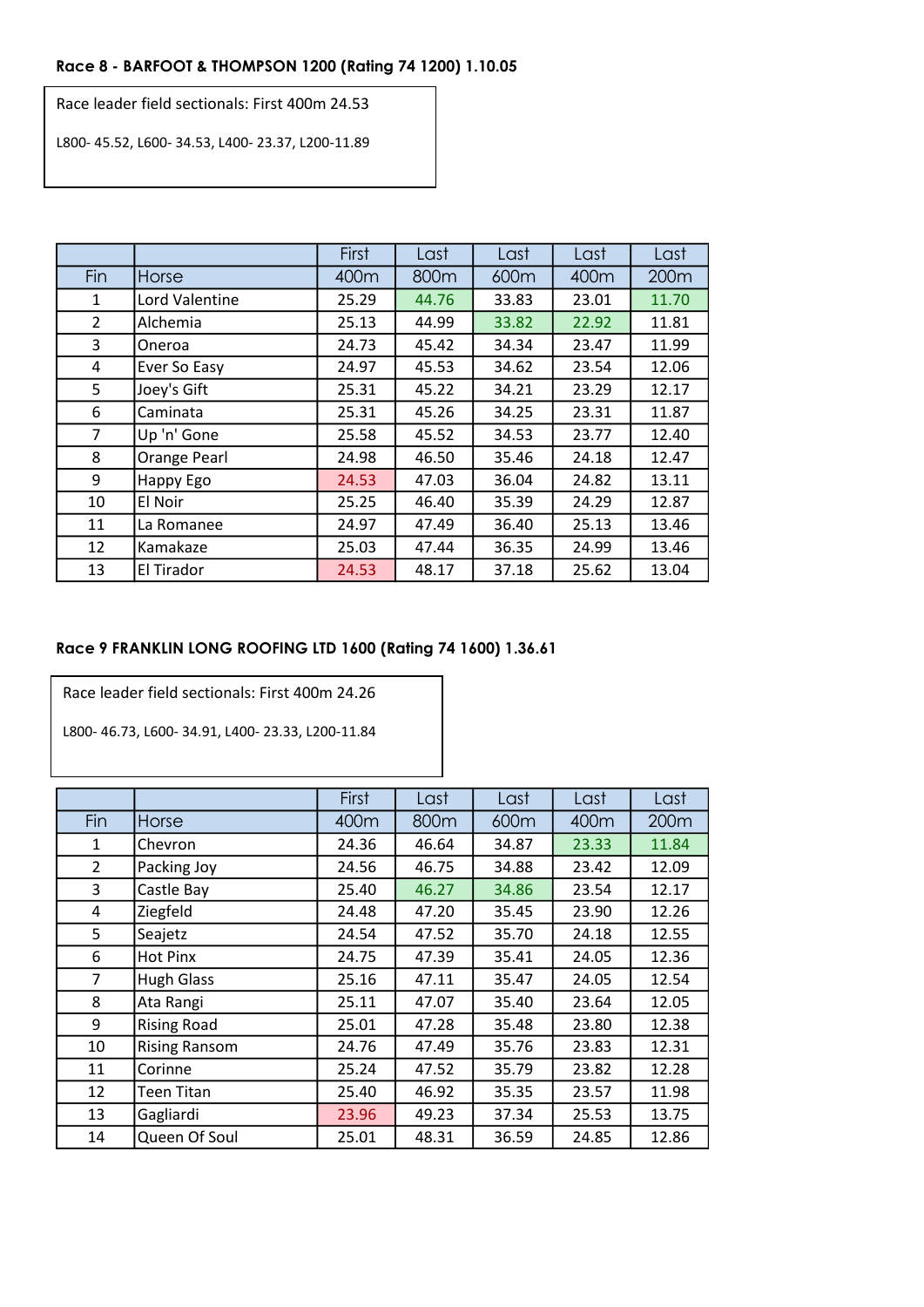**Race 8 - BARFOOT & THOMPSON 1200 (Rating 74 1200) 1.10.05**

Race leader field sectionals: First 400m 24.53

L800- 45.52, L600- 34.53, L400- 23.37, L200-11.89

| Fin | Horse | First 400m | Last 800m | Last 600m | Last 400m | Last 200m |
|---|---|---|---|---|---|---|
| 1 | Lord Valentine | 25.29 | 44.76 | 33.83 | 23.01 | 11.70 |
| 2 | Alchemia | 25.13 | 44.99 | 33.82 | 22.92 | 11.81 |
| 3 | Oneroa | 24.73 | 45.42 | 34.34 | 23.47 | 11.99 |
| 4 | Ever So Easy | 24.97 | 45.53 | 34.62 | 23.54 | 12.06 |
| 5 | Joey's Gift | 25.31 | 45.22 | 34.21 | 23.29 | 12.17 |
| 6 | Caminata | 25.31 | 45.26 | 34.25 | 23.31 | 11.87 |
| 7 | Up 'n' Gone | 25.58 | 45.52 | 34.53 | 23.77 | 12.40 |
| 8 | Orange Pearl | 24.98 | 46.50 | 35.46 | 24.18 | 12.47 |
| 9 | Happy Ego | 24.53 | 47.03 | 36.04 | 24.82 | 13.11 |
| 10 | El Noir | 25.25 | 46.40 | 35.39 | 24.29 | 12.87 |
| 11 | La Romanee | 24.97 | 47.49 | 36.40 | 25.13 | 13.46 |
| 12 | Kamakaze | 25.03 | 47.44 | 36.35 | 24.99 | 13.46 |
| 13 | El Tirador | 24.53 | 48.17 | 37.18 | 25.62 | 13.04 |

**Race 9 FRANKLIN LONG ROOFING LTD 1600 (Rating 74 1600) 1.36.61**

Race leader field sectionals: First 400m 24.26

L800- 46.73, L600- 34.91, L400- 23.33, L200-11.84

| Fin | Horse | First 400m | Last 800m | Last 600m | Last 400m | Last 200m |
|---|---|---|---|---|---|---|
| 1 | Chevron | 24.36 | 46.64 | 34.87 | 23.33 | 11.84 |
| 2 | Packing Joy | 24.56 | 46.75 | 34.88 | 23.42 | 12.09 |
| 3 | Castle Bay | 25.40 | 46.27 | 34.86 | 23.54 | 12.17 |
| 4 | Ziegfeld | 24.48 | 47.20 | 35.45 | 23.90 | 12.26 |
| 5 | Seajetz | 24.54 | 47.52 | 35.70 | 24.18 | 12.55 |
| 6 | Hot Pinx | 24.75 | 47.39 | 35.41 | 24.05 | 12.36 |
| 7 | Hugh Glass | 25.16 | 47.11 | 35.47 | 24.05 | 12.54 |
| 8 | Ata Rangi | 25.11 | 47.07 | 35.40 | 23.64 | 12.05 |
| 9 | Rising Road | 25.01 | 47.28 | 35.48 | 23.80 | 12.38 |
| 10 | Rising Ransom | 24.76 | 47.49 | 35.76 | 23.83 | 12.31 |
| 11 | Corinne | 25.24 | 47.52 | 35.79 | 23.82 | 12.28 |
| 12 | Teen Titan | 25.40 | 46.92 | 35.35 | 23.57 | 11.98 |
| 13 | Gagliardi | 23.96 | 49.23 | 37.34 | 25.53 | 13.75 |
| 14 | Queen Of Soul | 25.01 | 48.31 | 36.59 | 24.85 | 12.86 |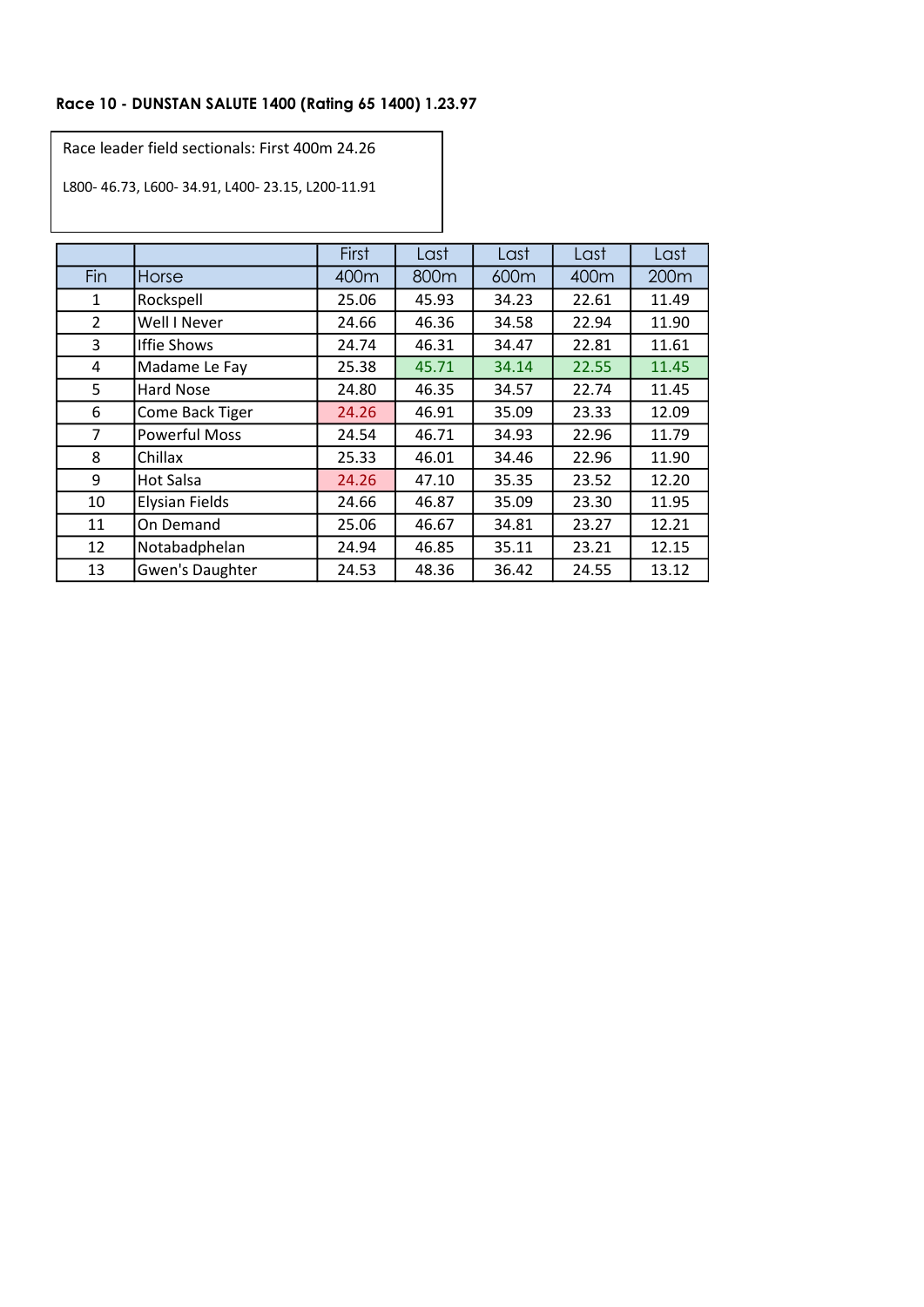**Race 10 - DUNSTAN SALUTE 1400 (Rating 65 1400) 1.23.97**

Race leader field sectionals: First 400m 24.26

L800- 46.73, L600- 34.91, L400- 23.15, L200-11.91

| Fin | Horse | First 400m | Last 800m | Last 600m | Last 400m | Last 200m |
|---|---|---|---|---|---|---|
| 1 | Rockspell | 25.06 | 45.93 | 34.23 | 22.61 | 11.49 |
| 2 | Well I Never | 24.66 | 46.36 | 34.58 | 22.94 | 11.90 |
| 3 | Iffie Shows | 24.74 | 46.31 | 34.47 | 22.81 | 11.61 |
| 4 | Madame Le Fay | 25.38 | 45.71 | 34.14 | 22.55 | 11.45 |
| 5 | Hard Nose | 24.80 | 46.35 | 34.57 | 22.74 | 11.45 |
| 6 | Come Back Tiger | 24.26 | 46.91 | 35.09 | 23.33 | 12.09 |
| 7 | Powerful Moss | 24.54 | 46.71 | 34.93 | 22.96 | 11.79 |
| 8 | Chillax | 25.33 | 46.01 | 34.46 | 22.96 | 11.90 |
| 9 | Hot Salsa | 24.26 | 47.10 | 35.35 | 23.52 | 12.20 |
| 10 | Elysian Fields | 24.66 | 46.87 | 35.09 | 23.30 | 11.95 |
| 11 | On Demand | 25.06 | 46.67 | 34.81 | 23.27 | 12.21 |
| 12 | Notabadphelan | 24.94 | 46.85 | 35.11 | 23.21 | 12.15 |
| 13 | Gwen's Daughter | 24.53 | 48.36 | 36.42 | 24.55 | 13.12 |